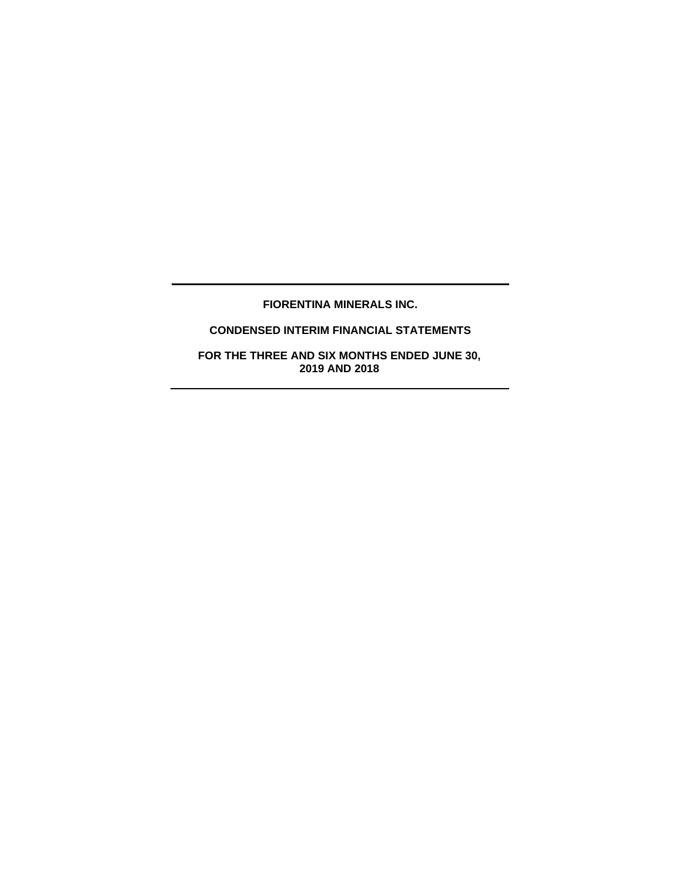# FIORENTINA MINERALS INC.

## CONDENSED INTERIM FINANCIAL STATEMENTS

## FOR THE THREE AND SIX MONTHS ENDED JUNE 30, 2019 AND 2018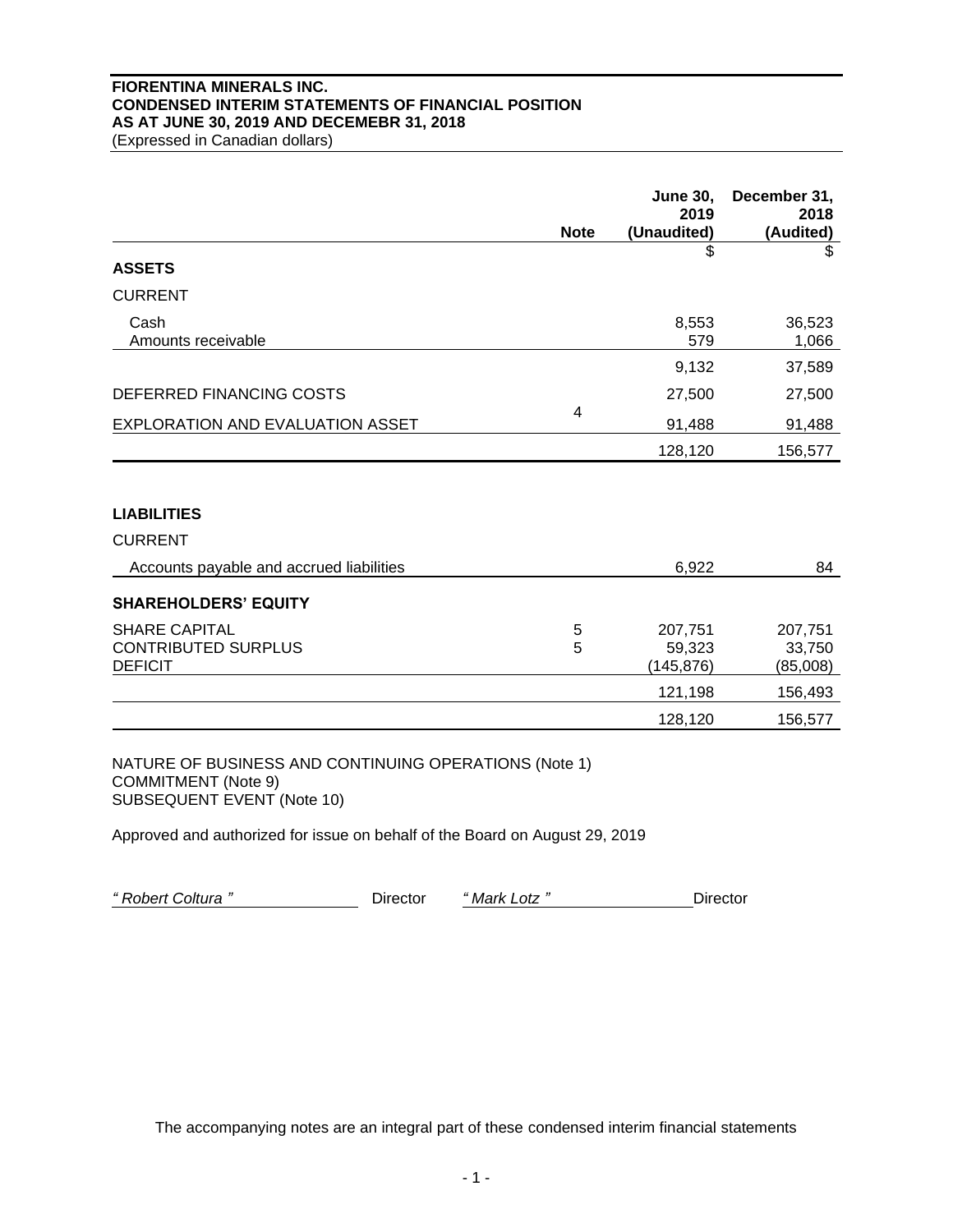**FIORENTINA MINERALS INC.**
**CONDENSED INTERIM STATEMENTS OF FINANCIAL POSITION**
**AS AT JUNE 30, 2019 AND DECEMEBR 31, 2018**
(Expressed in Canadian dollars)

| | Note | June 30, 2019 (Unaudited) | December 31, 2018 (Audited) |
|---|---|---|---|
| | | $ | $ |
| **ASSETS** | | | |
| CURRENT | | | |
| Cash | | 8,553 | 36,523 |
| Amounts receivable | | 579 | 1,066 |
| | | 9,132 | 37,589 |
| DEFERRED FINANCING COSTS | | 27,500 | 27,500 |
| EXPLORATION AND EVALUATION ASSET | 4 | 91,488 | 91,488 |
| | | 128,120 | 156,577 |
| **LIABILITIES** | | | |
| CURRENT | | | |
| Accounts payable and accrued liabilities | | 6,922 | 84 |
| **SHAREHOLDERS' EQUITY** | | | |
| SHARE CAPITAL | 5 | 207,751 | 207,751 |
| CONTRIBUTED SURPLUS | 5 | 59,323 | 33,750 |
| DEFICIT | | (145,876) | (85,008) |
| | | 121,198 | 156,493 |
| | | 128,120 | 156,577 |

NATURE OF BUSINESS AND CONTINUING OPERATIONS (Note 1)
COMMITMENT (Note 9)
SUBSEQUENT EVENT (Note 10)

Approved and authorized for issue on behalf of the Board on August 29, 2019

*" Robert Coltura "* Director *" Mark Lotz "* Director

The accompanying notes are an integral part of these condensed interim financial statements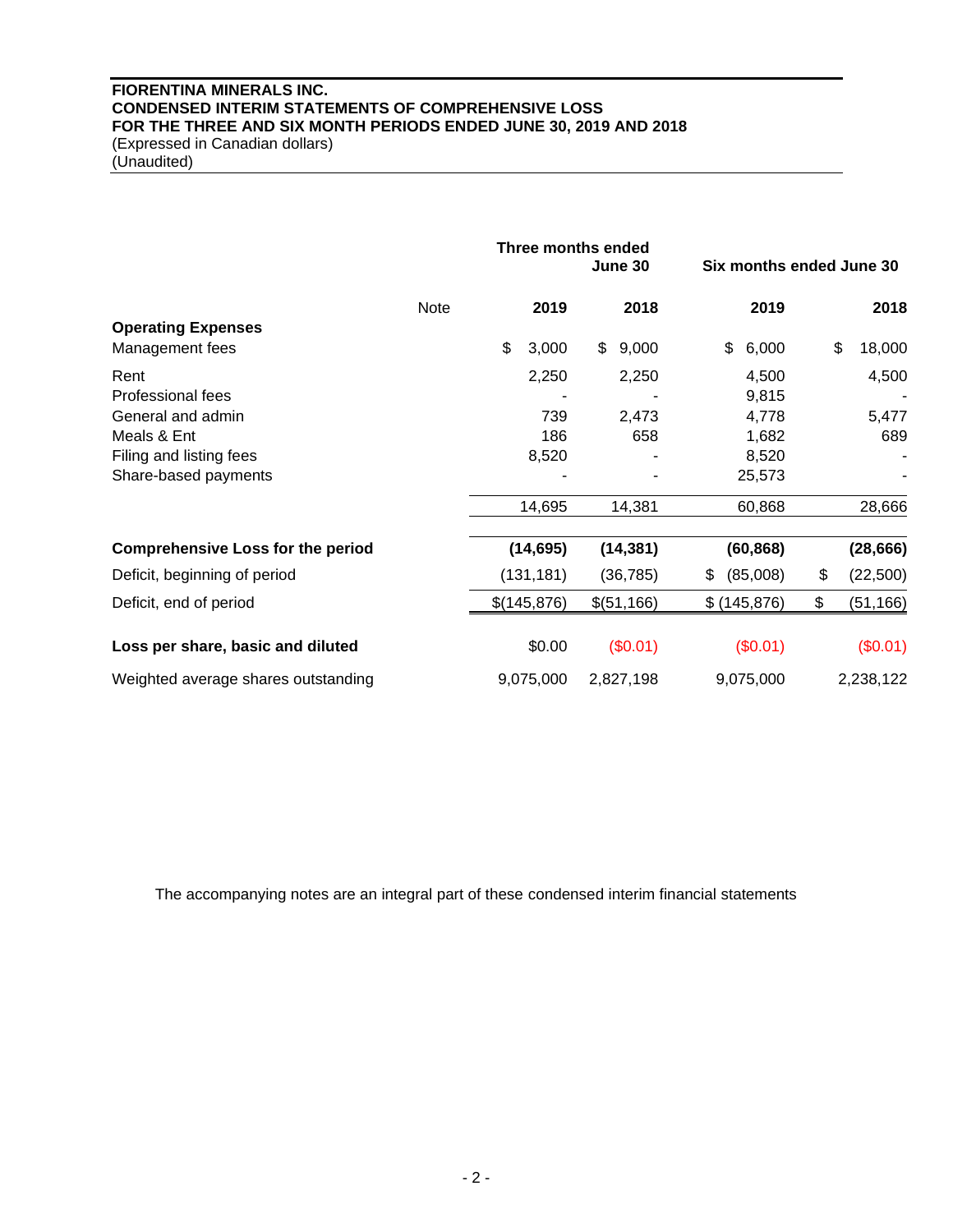**FIORENTINA MINERALS INC.**
**CONDENSED INTERIM STATEMENTS OF COMPREHENSIVE LOSS**
**FOR THE THREE AND SIX MONTH PERIODS ENDED JUNE 30, 2019 AND 2018**
(Expressed in Canadian dollars)
(Unaudited)

| | Note | Three months ended June 30 | | Six months ended June 30 | |
|---|---|---|---|---|---|
| | | **2019** | **2018** | **2019** | **2018** |
| **Operating Expenses** | | | | | |
| Management fees | | $ 3,000 | $ 9,000 | $ 6,000 | $ 18,000 |
| Rent | | 2,250 | 2,250 | 4,500 | 4,500 |
| Professional fees | | - | - | 9,815 | - |
| General and admin | | 739 | 2,473 | 4,778 | 5,477 |
| Meals & Ent | | 186 | 658 | 1,682 | 689 |
| Filing and listing fees | | 8,520 | - | 8,520 | - |
| Share-based payments | | - | - | 25,573 | - |
| | | 14,695 | 14,381 | 60,868 | 28,666 |
| **Comprehensive Loss for the period** | | **(14,695)** | **(14,381)** | **(60,868)** | **(28,666)** |
| Deficit, beginning of period | | (131,181) | (36,785) | $ (85,008) | $ (22,500) |
| Deficit, end of period | | $(145,876) | $(51,166) | $ (145,876) | $ (51,166) |
| **Loss per share, basic and diluted** | | $0.00 | ($0.01) | ($0.01) | ($0.01) |
| Weighted average shares outstanding | | 9,075,000 | 2,827,198 | 9,075,000 | 2,238,122 |

The accompanying notes are an integral part of these condensed interim financial statements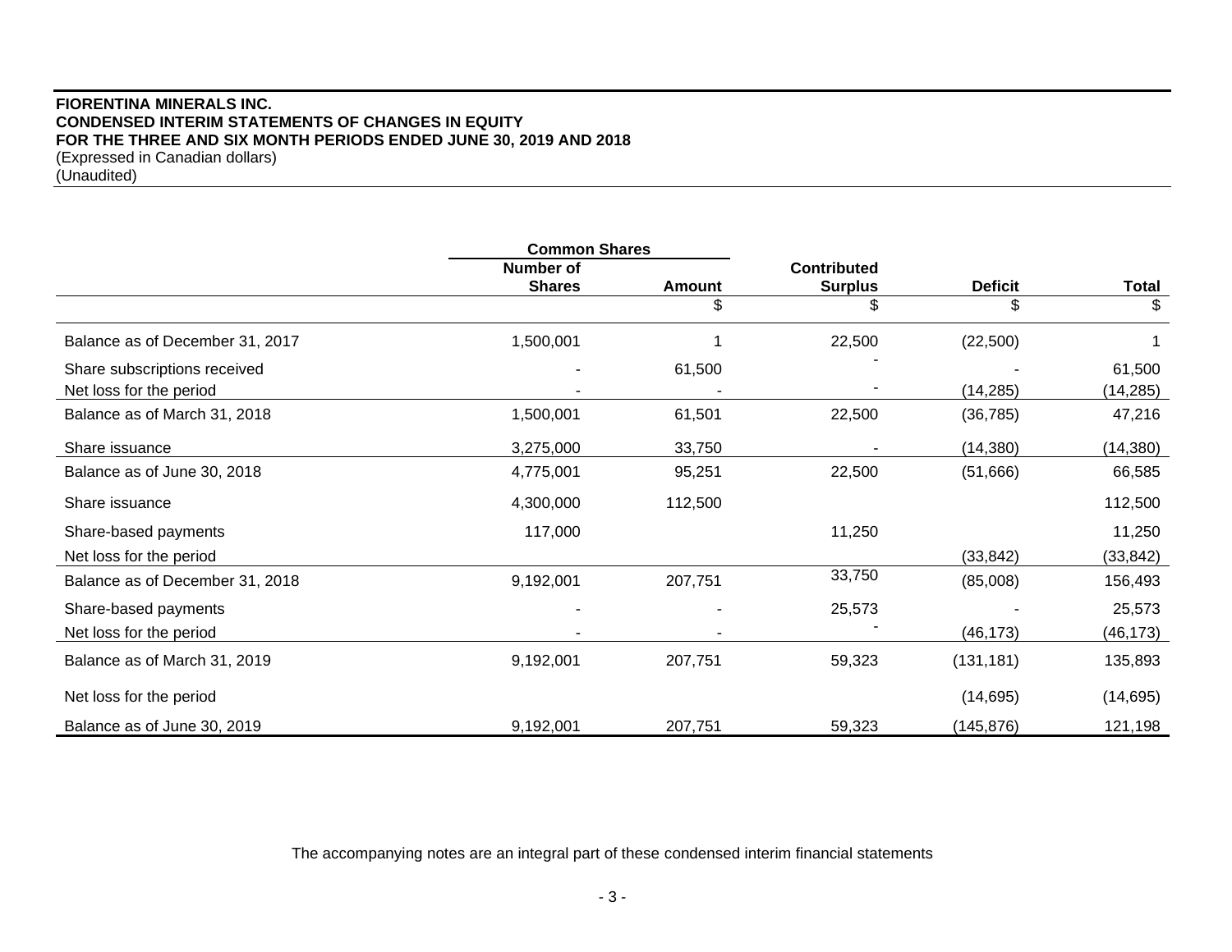**FIORENTINA MINERALS INC.**
**CONDENSED INTERIM STATEMENTS OF CHANGES IN EQUITY**
**FOR THE THREE AND SIX MONTH PERIODS ENDED JUNE 30, 2019 AND 2018**
(Expressed in Canadian dollars)
(Unaudited)

| | Common Shares | | | | |
|---|---|---|---|---|---|
| | **Number of Shares** | **Amount** | **Contributed Surplus** | **Deficit** | **Total** |
| | | $ | $ | $ | $ |
| Balance as of December 31, 2017 | 1,500,001 | 1 | 22,500 | (22,500) | 1 |
| Share subscriptions received | - | 61,500 | - | - | 61,500 |
| Net loss for the period | - | - | - | (14,285) | (14,285) |
| Balance as of March 31, 2018 | 1,500,001 | 61,501 | 22,500 | (36,785) | 47,216 |
| Share issuance | 3,275,000 | 33,750 | - | (14,380) | (14,380) |
| Balance as of June 30, 2018 | 4,775,001 | 95,251 | 22,500 | (51,666) | 66,585 |
| Share issuance | 4,300,000 | 112,500 | | | 112,500 |
| Share-based payments | 117,000 | | 11,250 | | 11,250 |
| Net loss for the period | | | | (33,842) | (33,842) |
| Balance as of December 31, 2018 | 9,192,001 | 207,751 | 33,750 | (85,008) | 156,493 |
| Share-based payments | - | - | 25,573 | - | 25,573 |
| Net loss for the period | - | - | - | (46,173) | (46,173) |
| Balance as of March 31, 2019 | 9,192,001 | 207,751 | 59,323 | (131,181) | 135,893 |
| Net loss for the period | | | | (14,695) | (14,695) |
| Balance as of June 30, 2019 | 9,192,001 | 207,751 | 59,323 | (145,876) | 121,198 |

The accompanying notes are an integral part of these condensed interim financial statements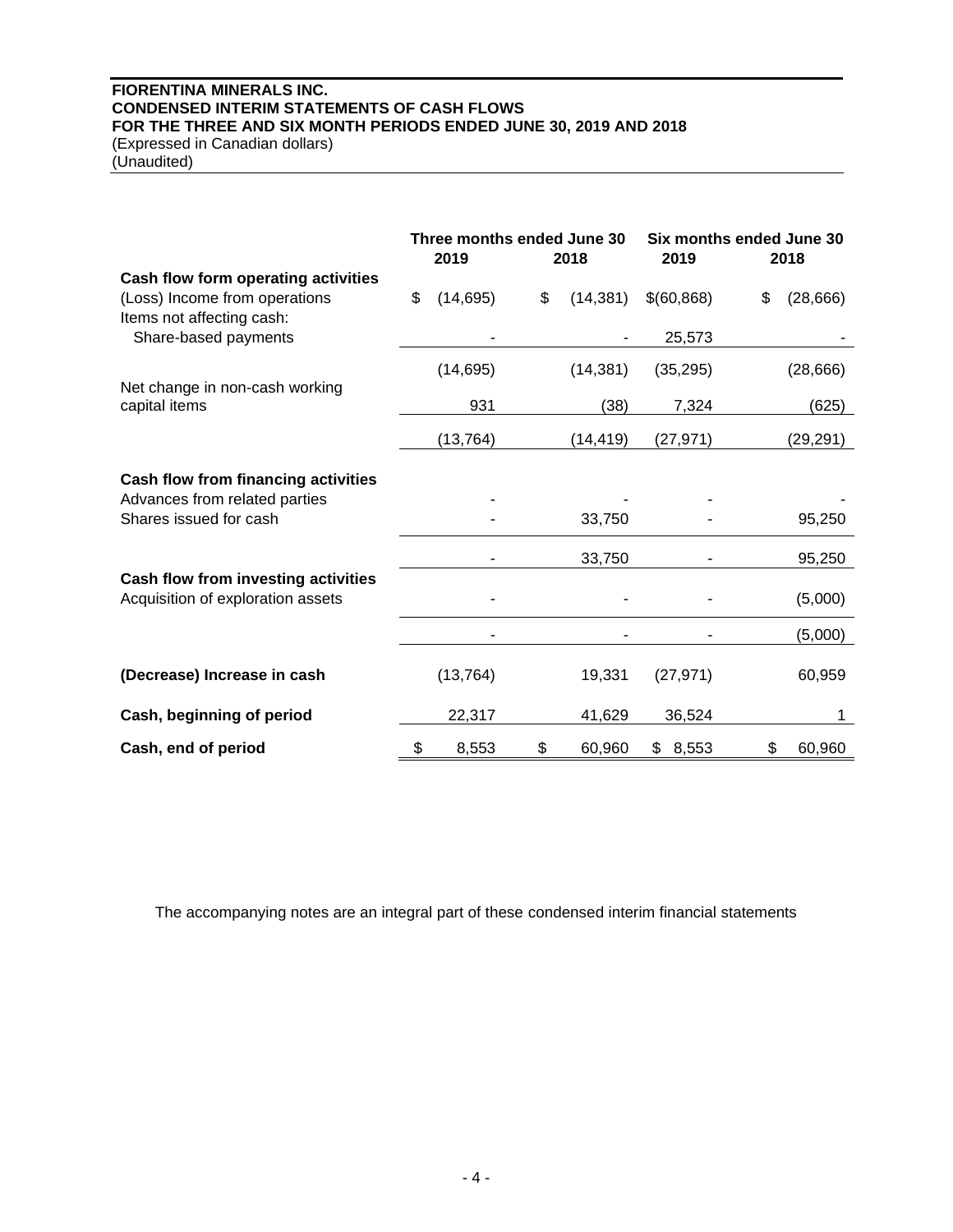**FIORENTINA MINERALS INC.**
**CONDENSED INTERIM STATEMENTS OF CASH FLOWS**
**FOR THE THREE AND SIX MONTH PERIODS ENDED JUNE 30, 2019 AND 2018**
(Expressed in Canadian dollars)
(Unaudited)

| | Three months ended June 30 | | Six months ended June 30 | |
|---|---|---|---|---|
| | **2019** | **2018** | **2019** | **2018** |
| **Cash flow form operating activities** | | | | |
| (Loss) Income from operations | $ (14,695) | $ (14,381) | $(60,868) | $ (28,666) |
| Items not affecting cash: | | | | |
| Share-based payments | - | - | 25,573 | - |
| | (14,695) | (14,381) | (35,295) | (28,666) |
| Net change in non-cash working capital items | 931 | (38) | 7,324 | (625) |
| | (13,764) | (14,419) | (27,971) | (29,291) |
| **Cash flow from financing activities** | | | | |
| Advances from related parties | - | - | - | - |
| Shares issued for cash | - | 33,750 | - | 95,250 |
| | - | 33,750 | - | 95,250 |
| **Cash flow from investing activities** | | | | |
| Acquisition of exploration assets | - | - | - | (5,000) |
| | - | - | - | (5,000) |
| **(Decrease) Increase in cash** | (13,764) | 19,331 | (27,971) | 60,959 |
| **Cash, beginning of period** | 22,317 | 41,629 | 36,524 | 1 |
| **Cash, end of period** | $ 8,553 | $ 60,960 | $ 8,553 | $ 60,960 |

The accompanying notes are an integral part of these condensed interim financial statements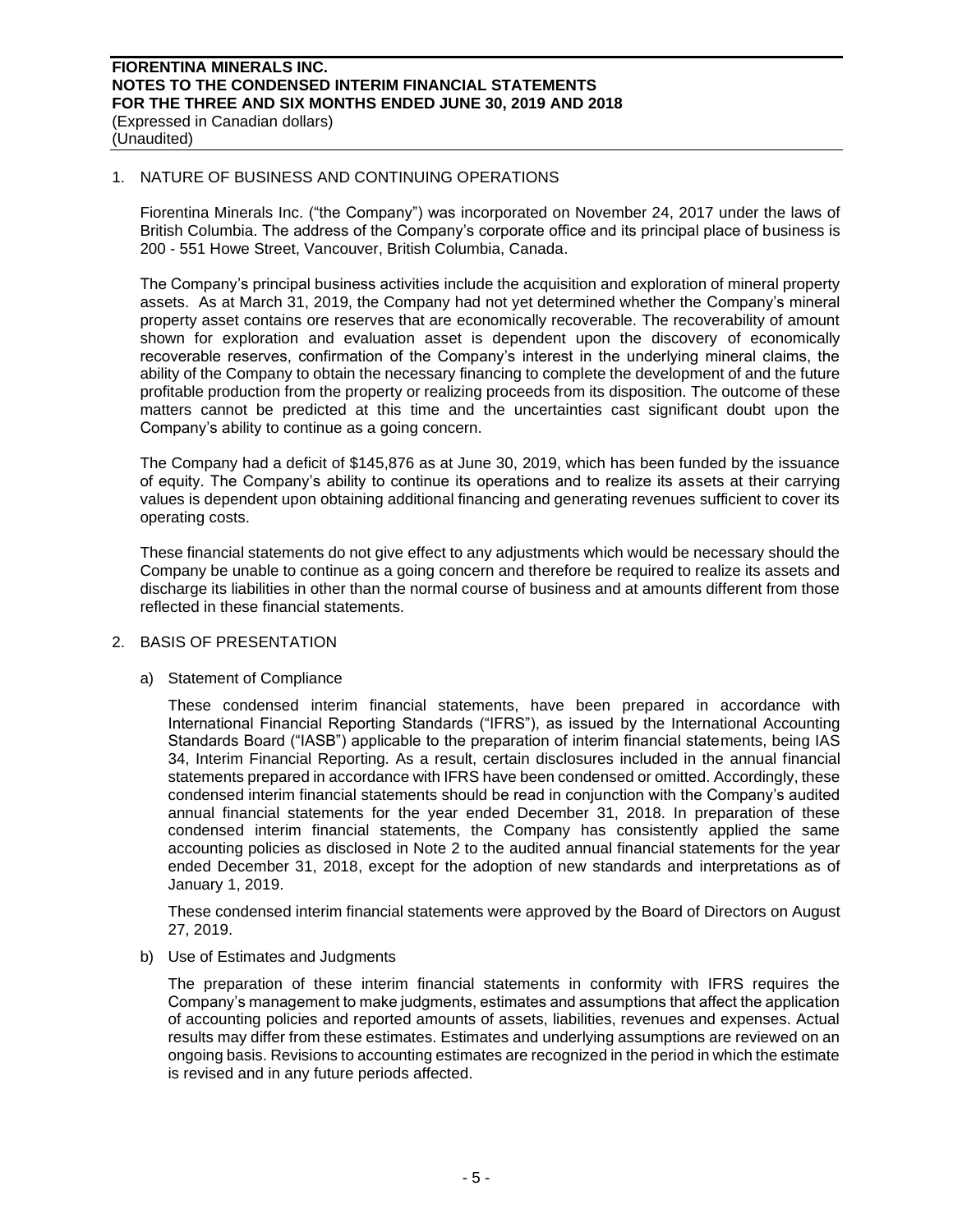## 1. NATURE OF BUSINESS AND CONTINUING OPERATIONS

Fiorentina Minerals Inc. ("the Company") was incorporated on November 24, 2017 under the laws of British Columbia. The address of the Company's corporate office and its principal place of business is 200 - 551 Howe Street, Vancouver, British Columbia, Canada.

The Company's principal business activities include the acquisition and exploration of mineral property assets. As at March 31, 2019, the Company had not yet determined whether the Company's mineral property asset contains ore reserves that are economically recoverable. The recoverability of amount shown for exploration and evaluation asset is dependent upon the discovery of economically recoverable reserves, confirmation of the Company's interest in the underlying mineral claims, the ability of the Company to obtain the necessary financing to complete the development of and the future profitable production from the property or realizing proceeds from its disposition. The outcome of these matters cannot be predicted at this time and the uncertainties cast significant doubt upon the Company's ability to continue as a going concern.

The Company had a deficit of $145,876 as at June 30, 2019, which has been funded by the issuance of equity. The Company's ability to continue its operations and to realize its assets at their carrying values is dependent upon obtaining additional financing and generating revenues sufficient to cover its operating costs.

These financial statements do not give effect to any adjustments which would be necessary should the Company be unable to continue as a going concern and therefore be required to realize its assets and discharge its liabilities in other than the normal course of business and at amounts different from those reflected in these financial statements.

## 2. BASIS OF PRESENTATION

### a) Statement of Compliance

These condensed interim financial statements, have been prepared in accordance with International Financial Reporting Standards ("IFRS"), as issued by the International Accounting Standards Board ("IASB") applicable to the preparation of interim financial statements, being IAS 34, Interim Financial Reporting. As a result, certain disclosures included in the annual financial statements prepared in accordance with IFRS have been condensed or omitted. Accordingly, these condensed interim financial statements should be read in conjunction with the Company's audited annual financial statements for the year ended December 31, 2018. In preparation of these condensed interim financial statements, the Company has consistently applied the same accounting policies as disclosed in Note 2 to the audited annual financial statements for the year ended December 31, 2018, except for the adoption of new standards and interpretations as of January 1, 2019.

These condensed interim financial statements were approved by the Board of Directors on August 27, 2019.

### b) Use of Estimates and Judgments

The preparation of these interim financial statements in conformity with IFRS requires the Company's management to make judgments, estimates and assumptions that affect the application of accounting policies and reported amounts of assets, liabilities, revenues and expenses. Actual results may differ from these estimates. Estimates and underlying assumptions are reviewed on an ongoing basis. Revisions to accounting estimates are recognized in the period in which the estimate is revised and in any future periods affected.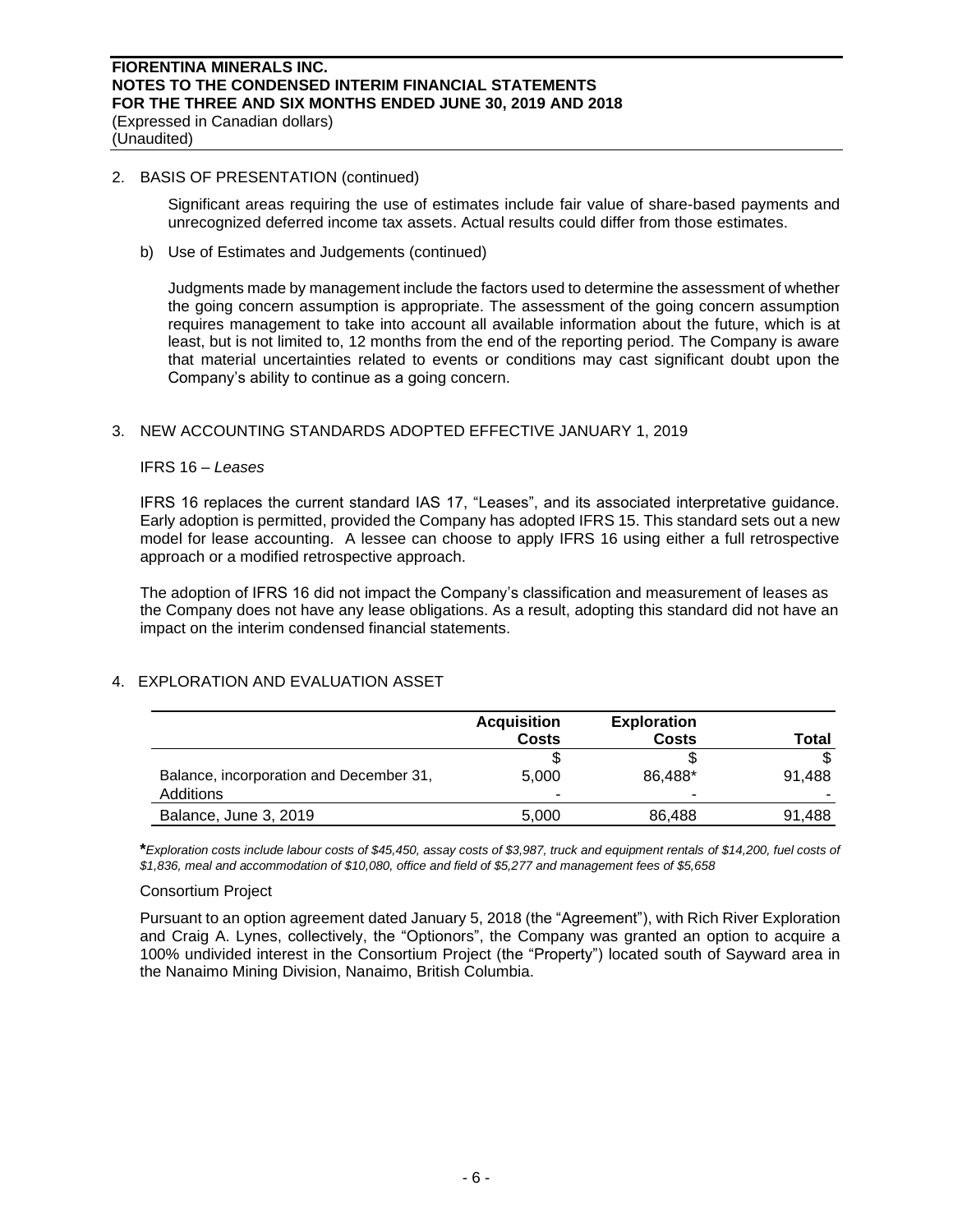2. BASIS OF PRESENTATION (continued)

Significant areas requiring the use of estimates include fair value of share-based payments and unrecognized deferred income tax assets. Actual results could differ from those estimates.

b) Use of Estimates and Judgements (continued)

Judgments made by management include the factors used to determine the assessment of whether the going concern assumption is appropriate. The assessment of the going concern assumption requires management to take into account all available information about the future, which is at least, but is not limited to, 12 months from the end of the reporting period. The Company is aware that material uncertainties related to events or conditions may cast significant doubt upon the Company's ability to continue as a going concern.

## 3. NEW ACCOUNTING STANDARDS ADOPTED EFFECTIVE JANUARY 1, 2019

IFRS 16 – *Leases*

IFRS 16 replaces the current standard IAS 17, "Leases", and its associated interpretative guidance. Early adoption is permitted, provided the Company has adopted IFRS 15. This standard sets out a new model for lease accounting. A lessee can choose to apply IFRS 16 using either a full retrospective approach or a modified retrospective approach.

The adoption of IFRS 16 did not impact the Company's classification and measurement of leases as the Company does not have any lease obligations. As a result, adopting this standard did not have an impact on the interim condensed financial statements.

## 4. EXPLORATION AND EVALUATION ASSET

| | Acquisition Costs | Exploration Costs | Total |
|---|---|---|---|
| | $ | $ | $ |
| Balance, incorporation and December 31, | 5,000 | 86,488* | 91,488 |
| Additions | - | - | - |
| Balance, June 3, 2019 | 5,000 | 86,488 | 91,488 |

***Exploration costs include labour costs of $45,450, assay costs of $3,987, truck and equipment rentals of $14,200, fuel costs of $1,836, meal and accommodation of $10,080, office and field of $5,277 and management fees of $5,658*

Consortium Project

Pursuant to an option agreement dated January 5, 2018 (the "Agreement"), with Rich River Exploration and Craig A. Lynes, collectively, the "Optionors", the Company was granted an option to acquire a 100% undivided interest in the Consortium Project (the "Property") located south of Sayward area in the Nanaimo Mining Division, Nanaimo, British Columbia.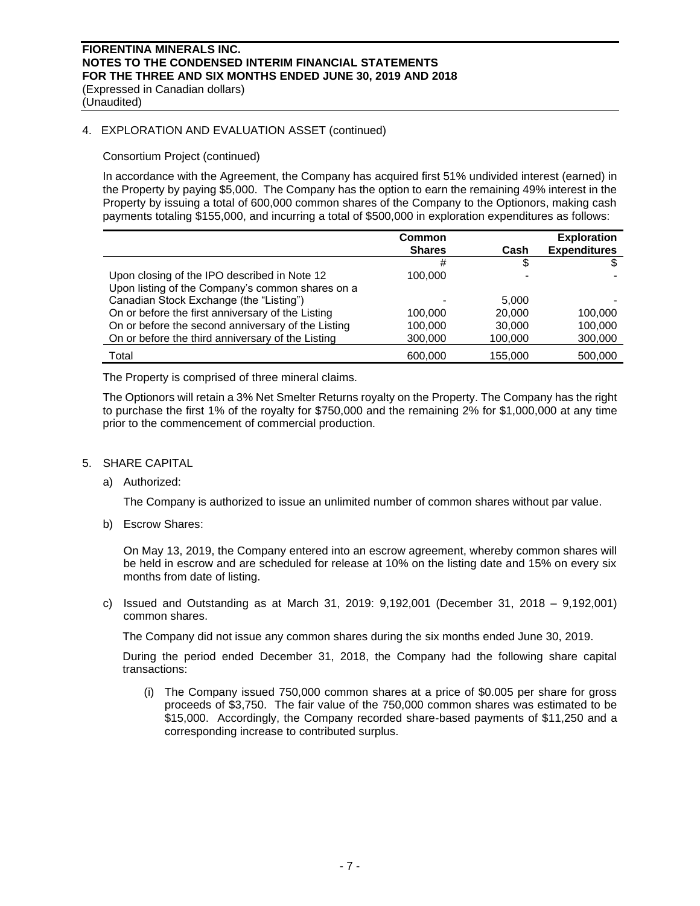## 4. EXPLORATION AND EVALUATION ASSET (continued)

### Consortium Project (continued)

In accordance with the Agreement, the Company has acquired first 51% undivided interest (earned) in the Property by paying $5,000. The Company has the option to earn the remaining 49% interest in the Property by issuing a total of 600,000 common shares of the Company to the Optionors, making cash payments totaling $155,000, and incurring a total of $500,000 in exploration expenditures as follows:

| | Common Shares | Cash | Exploration Expenditures |
|---|---|---|---|
| | # | $ | $ |
| Upon closing of the IPO described in Note 12 | 100,000 | - | - |
| Upon listing of the Company's common shares on a Canadian Stock Exchange (the "Listing") | - | 5,000 | - |
| On or before the first anniversary of the Listing | 100,000 | 20,000 | 100,000 |
| On or before the second anniversary of the Listing | 100,000 | 30,000 | 100,000 |
| On or before the third anniversary of the Listing | 300,000 | 100,000 | 300,000 |
| Total | 600,000 | 155,000 | 500,000 |

The Property is comprised of three mineral claims.

The Optionors will retain a 3% Net Smelter Returns royalty on the Property. The Company has the right to purchase the first 1% of the royalty for $750,000 and the remaining 2% for $1,000,000 at any time prior to the commencement of commercial production.

## 5. SHARE CAPITAL

a) Authorized:

The Company is authorized to issue an unlimited number of common shares without par value.

b) Escrow Shares:

On May 13, 2019, the Company entered into an escrow agreement, whereby common shares will be held in escrow and are scheduled for release at 10% on the listing date and 15% on every six months from date of listing.

c) Issued and Outstanding as at March 31, 2019: 9,192,001 (December 31, 2018 – 9,192,001) common shares.

The Company did not issue any common shares during the six months ended June 30, 2019.

During the period ended December 31, 2018, the Company had the following share capital transactions:

(i) The Company issued 750,000 common shares at a price of $0.005 per share for gross proceeds of $3,750. The fair value of the 750,000 common shares was estimated to be $15,000. Accordingly, the Company recorded share-based payments of $11,250 and a corresponding increase to contributed surplus.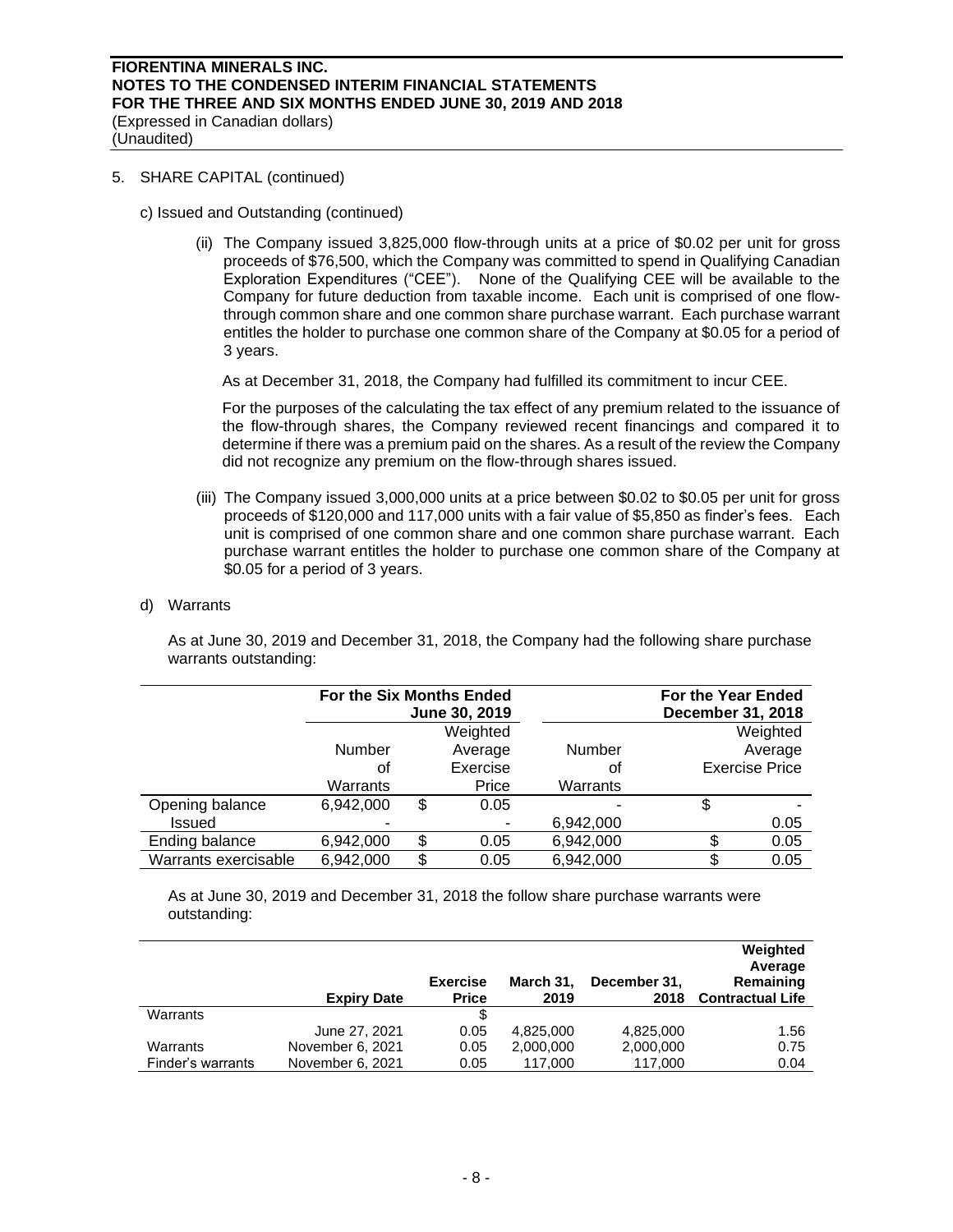## 5. SHARE CAPITAL (continued)

c) Issued and Outstanding (continued)

(ii) The Company issued 3,825,000 flow-through units at a price of $0.02 per unit for gross proceeds of $76,500, which the Company was committed to spend in Qualifying Canadian Exploration Expenditures ("CEE"). None of the Qualifying CEE will be available to the Company for future deduction from taxable income. Each unit is comprised of one flow-through common share and one common share purchase warrant. Each purchase warrant entitles the holder to purchase one common share of the Company at $0.05 for a period of 3 years.

As at December 31, 2018, the Company had fulfilled its commitment to incur CEE.

For the purposes of the calculating the tax effect of any premium related to the issuance of the flow-through shares, the Company reviewed recent financings and compared it to determine if there was a premium paid on the shares. As a result of the review the Company did not recognize any premium on the flow-through shares issued.

(iii) The Company issued 3,000,000 units at a price between $0.02 to $0.05 per unit for gross proceeds of $120,000 and 117,000 units with a fair value of $5,850 as finder's fees. Each unit is comprised of one common share and one common share purchase warrant. Each purchase warrant entitles the holder to purchase one common share of the Company at $0.05 for a period of 3 years.

d) Warrants

As at June 30, 2019 and December 31, 2018, the Company had the following share purchase warrants outstanding:

| | **For the Six Months Ended June 30, 2019** | | **For the Year Ended December 31, 2018** | |
|---|---|---|---|---|
| | Number of Warrants | Weighted Average Exercise Price | Number of Warrants | Weighted Average Exercise Price |
| Opening balance | 6,942,000 | $ 0.05 | - | $ - |
| Issued | - | - | 6,942,000 | 0.05 |
| Ending balance | 6,942,000 | $ 0.05 | 6,942,000 | $ 0.05 |
| Warrants exercisable | 6,942,000 | $ 0.05 | 6,942,000 | $ 0.05 |

As at June 30, 2019 and December 31, 2018 the follow share purchase warrants were outstanding:

| | **Expiry Date** | **Exercise Price** | **March 31, 2019** | **December 31, 2018** | **Weighted Average Remaining Contractual Life** |
|---|---|---|---|---|---|
| Warrants | | $ | | | |
| | June 27, 2021 | 0.05 | 4,825,000 | 4,825,000 | 1.56 |
| Warrants | November 6, 2021 | 0.05 | 2,000,000 | 2,000,000 | 0.75 |
| Finder's warrants | November 6, 2021 | 0.05 | 117,000 | 117,000 | 0.04 |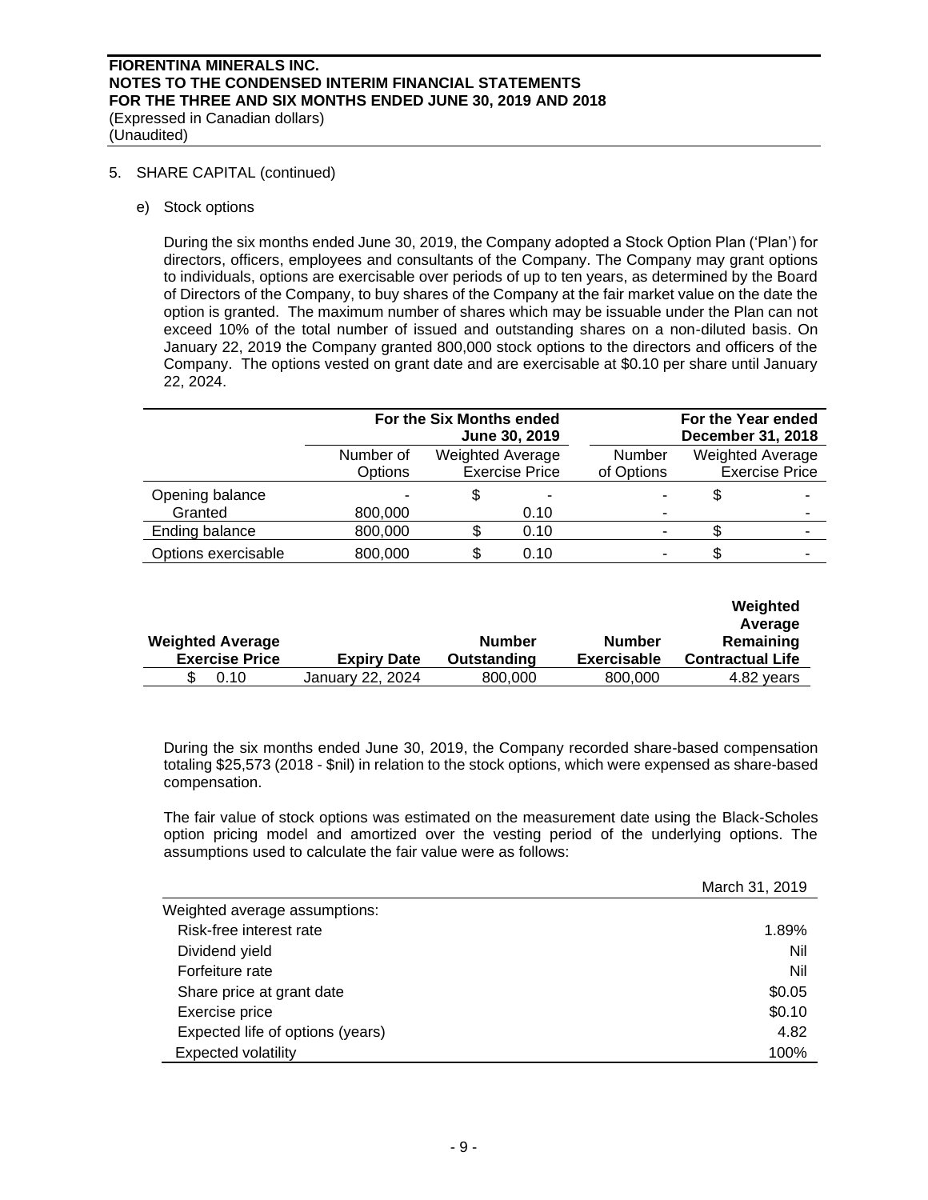5. SHARE CAPITAL (continued)

e) Stock options

During the six months ended June 30, 2019, the Company adopted a Stock Option Plan ('Plan') for directors, officers, employees and consultants of the Company. The Company may grant options to individuals, options are exercisable over periods of up to ten years, as determined by the Board of Directors of the Company, to buy shares of the Company at the fair market value on the date the option is granted. The maximum number of shares which may be issuable under the Plan can not exceed 10% of the total number of issued and outstanding shares on a non-diluted basis. On January 22, 2019 the Company granted 800,000 stock options to the directors and officers of the Company. The options vested on grant date and are exercisable at $0.10 per share until January 22, 2024.

| | For the Six Months ended June 30, 2019 | | For the Year ended December 31, 2018 | |
|---|---|---|---|---|
| | Number of Options | Weighted Average Exercise Price | Number of Options | Weighted Average Exercise Price |
| Opening balance | - | $ - | - | $ - |
| Granted | 800,000 | 0.10 | - | - |
| Ending balance | 800,000 | $ 0.10 | - | $ - |
| Options exercisable | 800,000 | $ 0.10 | - | $ - |

| Weighted Average Exercise Price | Expiry Date | Number Outstanding | Number Exercisable | Weighted Average Remaining Contractual Life |
|---|---|---|---|---|
| $ 0.10 | January 22, 2024 | 800,000 | 800,000 | 4.82 years |

During the six months ended June 30, 2019, the Company recorded share-based compensation totaling $25,573 (2018 - $nil) in relation to the stock options, which were expensed as share-based compensation.

The fair value of stock options was estimated on the measurement date using the Black-Scholes option pricing model and amortized over the vesting period of the underlying options. The assumptions used to calculate the fair value were as follows:

| | March 31, 2019 |
|---|---|
| Weighted average assumptions: | |
| Risk-free interest rate | 1.89% |
| Dividend yield | Nil |
| Forfeiture rate | Nil |
| Share price at grant date | $0.05 |
| Exercise price | $0.10 |
| Expected life of options (years) | 4.82 |
| Expected volatility | 100% |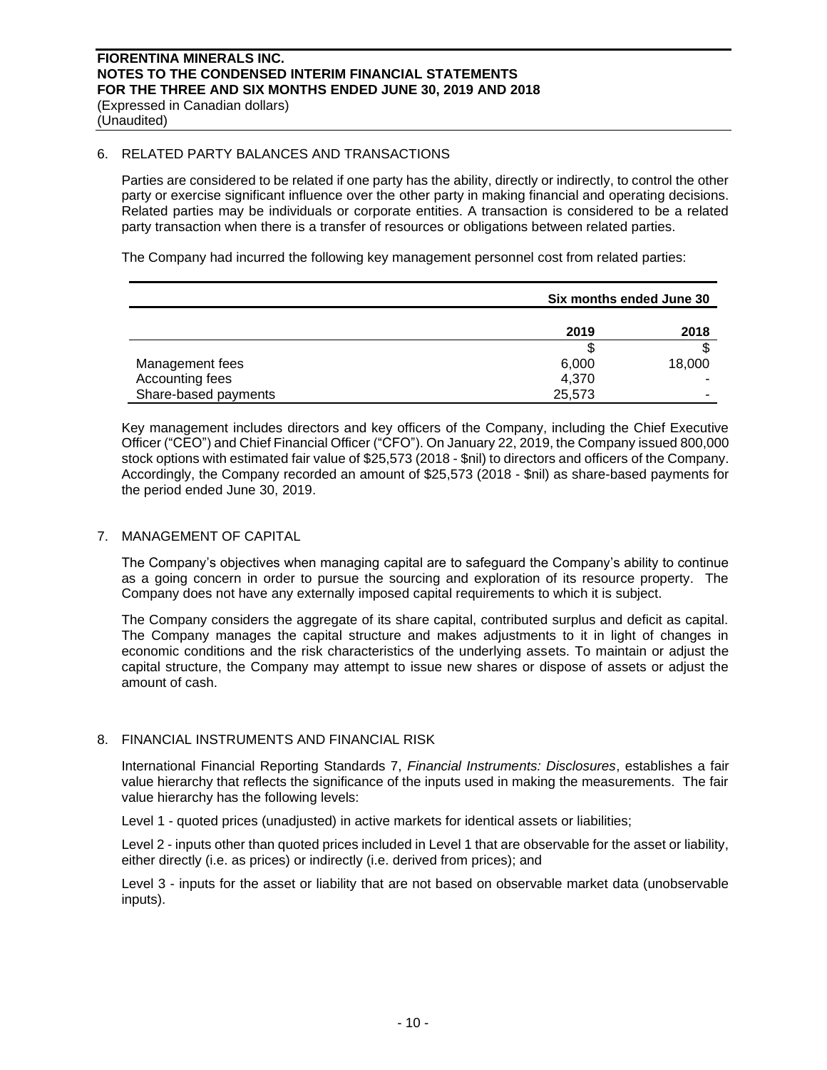## 6. RELATED PARTY BALANCES AND TRANSACTIONS

Parties are considered to be related if one party has the ability, directly or indirectly, to control the other party or exercise significant influence over the other party in making financial and operating decisions. Related parties may be individuals or corporate entities. A transaction is considered to be a related party transaction when there is a transfer of resources or obligations between related parties.

The Company had incurred the following key management personnel cost from related parties:

| | Six months ended June 30 | |
|---|---|---|
| | **2019** | **2018** |
| | $ | $ |
| Management fees | 6,000 | 18,000 |
| Accounting fees | 4,370 | - |
| Share-based payments | 25,573 | - |

Key management includes directors and key officers of the Company, including the Chief Executive Officer ("CEO") and Chief Financial Officer ("CFO"). On January 22, 2019, the Company issued 800,000 stock options with estimated fair value of $25,573 (2018 - $nil) to directors and officers of the Company. Accordingly, the Company recorded an amount of $25,573 (2018 - $nil) as share-based payments for the period ended June 30, 2019.

## 7. MANAGEMENT OF CAPITAL

The Company's objectives when managing capital are to safeguard the Company's ability to continue as a going concern in order to pursue the sourcing and exploration of its resource property. The Company does not have any externally imposed capital requirements to which it is subject.

The Company considers the aggregate of its share capital, contributed surplus and deficit as capital. The Company manages the capital structure and makes adjustments to it in light of changes in economic conditions and the risk characteristics of the underlying assets. To maintain or adjust the capital structure, the Company may attempt to issue new shares or dispose of assets or adjust the amount of cash.

## 8. FINANCIAL INSTRUMENTS AND FINANCIAL RISK

International Financial Reporting Standards 7, *Financial Instruments: Disclosures*, establishes a fair value hierarchy that reflects the significance of the inputs used in making the measurements. The fair value hierarchy has the following levels:

Level 1 - quoted prices (unadjusted) in active markets for identical assets or liabilities;

Level 2 - inputs other than quoted prices included in Level 1 that are observable for the asset or liability, either directly (i.e. as prices) or indirectly (i.e. derived from prices); and

Level 3 - inputs for the asset or liability that are not based on observable market data (unobservable inputs).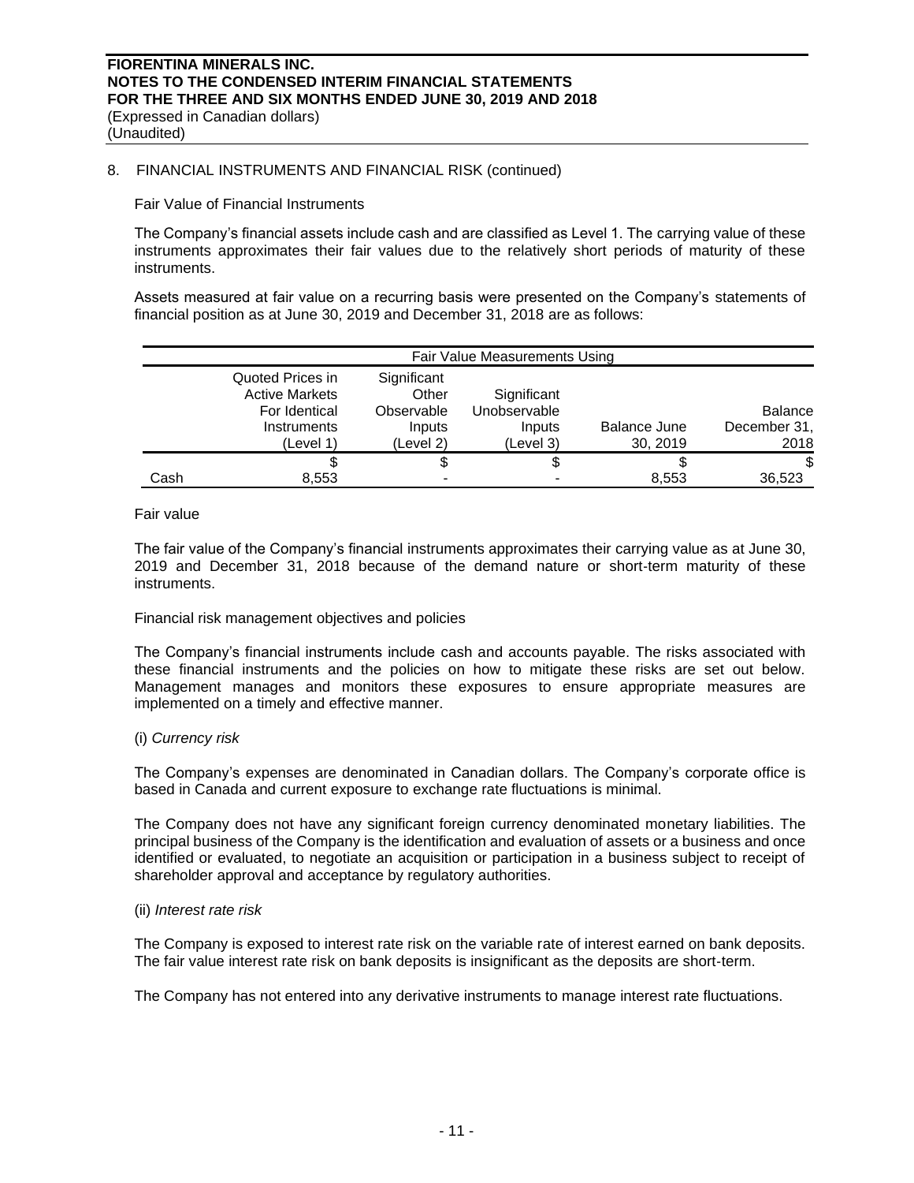## 8. FINANCIAL INSTRUMENTS AND FINANCIAL RISK (continued)

Fair Value of Financial Instruments

The Company's financial assets include cash and are classified as Level 1. The carrying value of these instruments approximates their fair values due to the relatively short periods of maturity of these instruments.

Assets measured at fair value on a recurring basis were presented on the Company's statements of financial position as at June 30, 2019 and December 31, 2018 are as follows:

| | Fair Value Measurements Using | | | | |
|---|---|---|---|---|---|
| | Quoted Prices in Active Markets For Identical Instruments (Level 1) | Significant Other Observable Inputs (Level 2) | Significant Unobservable Inputs (Level 3) | Balance June 30, 2019 | Balance December 31, 2018 |
| | $ | $ | $ | $ | $ |
| Cash | 8,553 | - | - | 8,553 | 36,523 |

Fair value

The fair value of the Company's financial instruments approximates their carrying value as at June 30, 2019 and December 31, 2018 because of the demand nature or short-term maturity of these instruments.

Financial risk management objectives and policies

The Company's financial instruments include cash and accounts payable. The risks associated with these financial instruments and the policies on how to mitigate these risks are set out below. Management manages and monitors these exposures to ensure appropriate measures are implemented on a timely and effective manner.

(i) *Currency risk*

The Company's expenses are denominated in Canadian dollars. The Company's corporate office is based in Canada and current exposure to exchange rate fluctuations is minimal.

The Company does not have any significant foreign currency denominated monetary liabilities. The principal business of the Company is the identification and evaluation of assets or a business and once identified or evaluated, to negotiate an acquisition or participation in a business subject to receipt of shareholder approval and acceptance by regulatory authorities.

(ii) *Interest rate risk*

The Company is exposed to interest rate risk on the variable rate of interest earned on bank deposits. The fair value interest rate risk on bank deposits is insignificant as the deposits are short-term.

The Company has not entered into any derivative instruments to manage interest rate fluctuations.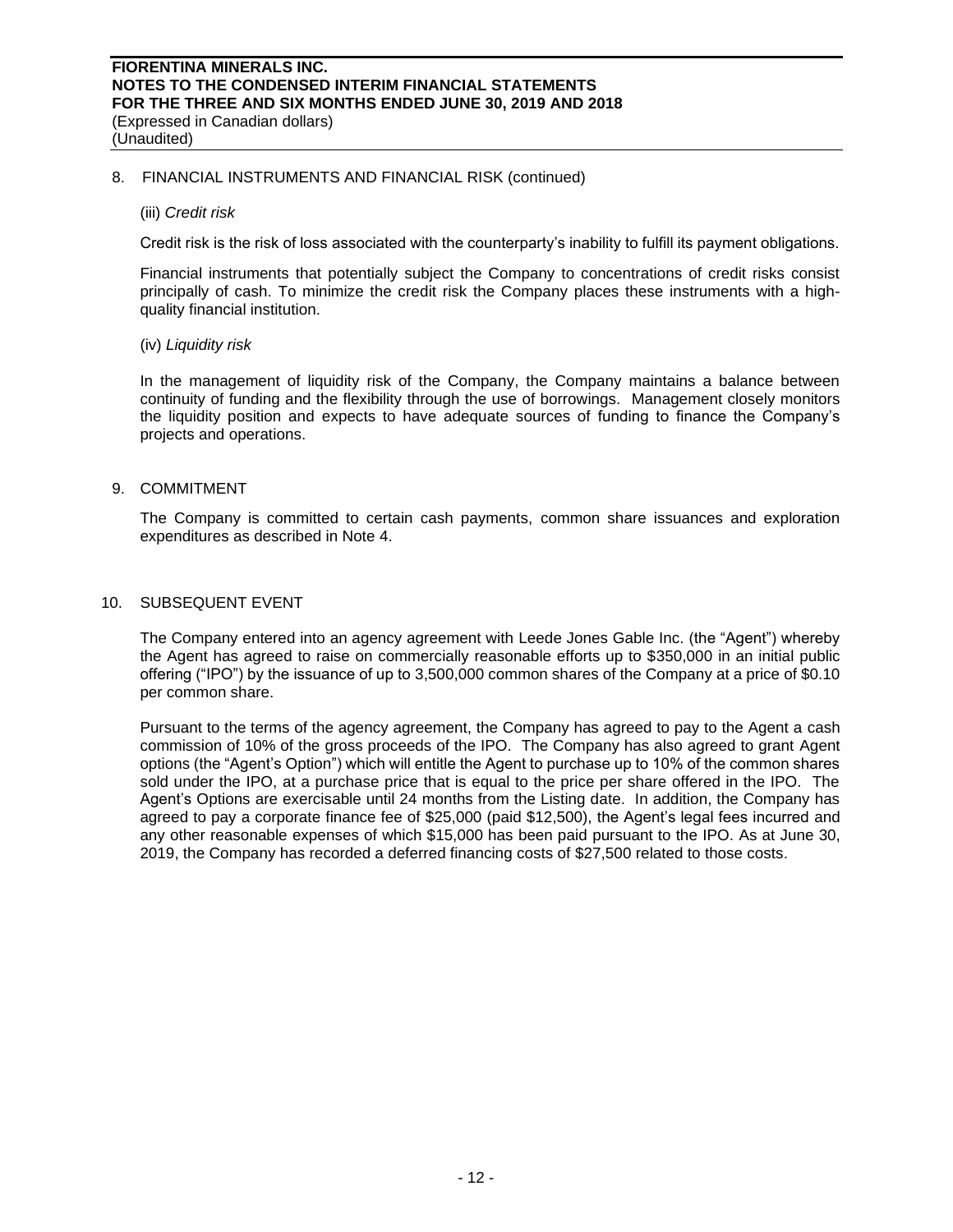## 8. FINANCIAL INSTRUMENTS AND FINANCIAL RISK (continued)

(iii) *Credit risk*

Credit risk is the risk of loss associated with the counterparty's inability to fulfill its payment obligations.

Financial instruments that potentially subject the Company to concentrations of credit risks consist principally of cash. To minimize the credit risk the Company places these instruments with a high-quality financial institution.

(iv) *Liquidity risk*

In the management of liquidity risk of the Company, the Company maintains a balance between continuity of funding and the flexibility through the use of borrowings. Management closely monitors the liquidity position and expects to have adequate sources of funding to finance the Company's projects and operations.

## 9. COMMITMENT

The Company is committed to certain cash payments, common share issuances and exploration expenditures as described in Note 4.

## 10. SUBSEQUENT EVENT

The Company entered into an agency agreement with Leede Jones Gable Inc. (the "Agent") whereby the Agent has agreed to raise on commercially reasonable efforts up to $350,000 in an initial public offering ("IPO") by the issuance of up to 3,500,000 common shares of the Company at a price of $0.10 per common share.

Pursuant to the terms of the agency agreement, the Company has agreed to pay to the Agent a cash commission of 10% of the gross proceeds of the IPO. The Company has also agreed to grant Agent options (the "Agent's Option") which will entitle the Agent to purchase up to 10% of the common shares sold under the IPO, at a purchase price that is equal to the price per share offered in the IPO. The Agent's Options are exercisable until 24 months from the Listing date. In addition, the Company has agreed to pay a corporate finance fee of $25,000 (paid $12,500), the Agent's legal fees incurred and any other reasonable expenses of which $15,000 has been paid pursuant to the IPO. As at June 30, 2019, the Company has recorded a deferred financing costs of $27,500 related to those costs.